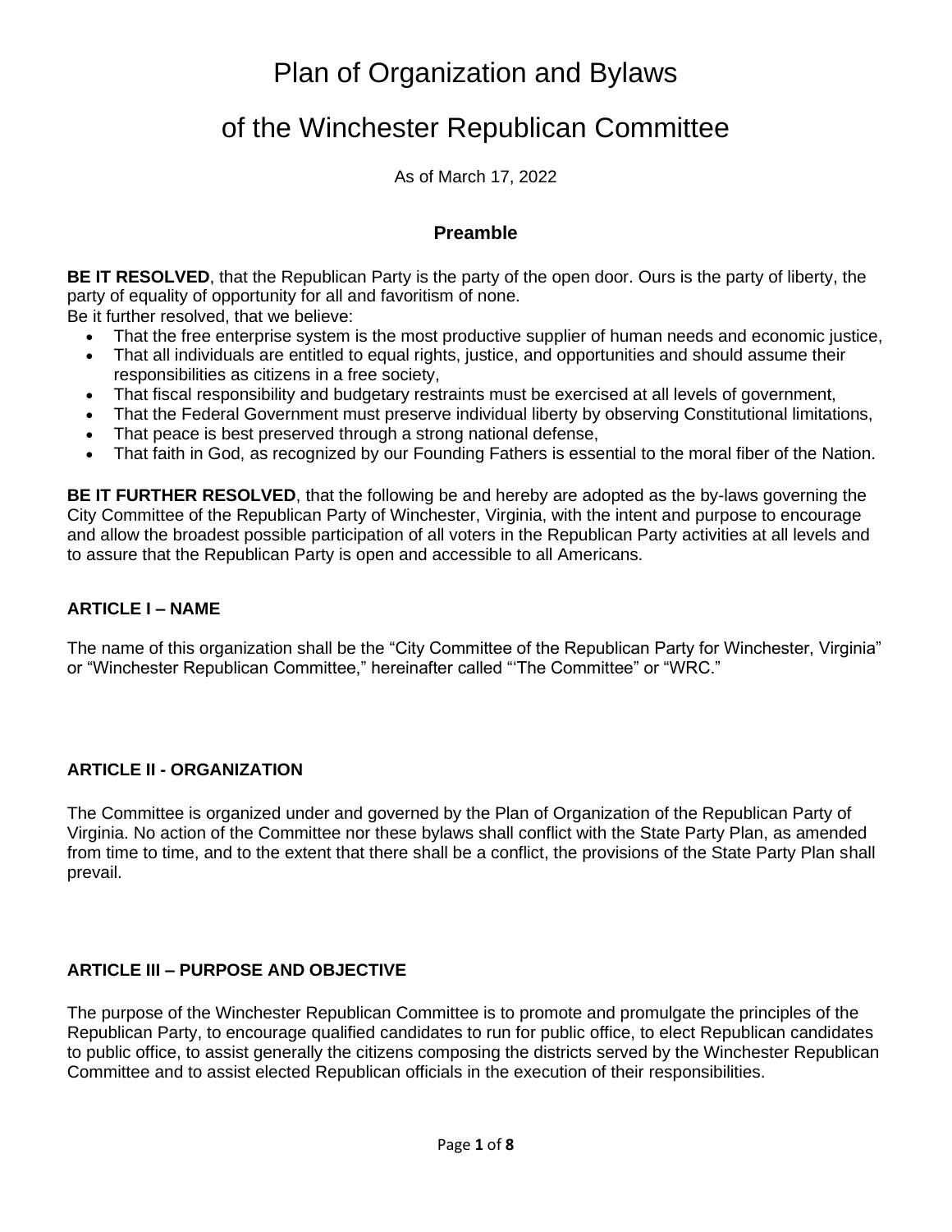# Plan of Organization and Bylaws

# of the Winchester Republican Committee

As of March 17, 2022

## Preamble

**BE IT RESOLVED**, that the Republican Party is the party of the open door. Ours is the party of liberty, the party of equality of opportunity for all and favoritism of none.
Be it further resolved, that we believe:

- That the free enterprise system is the most productive supplier of human needs and economic justice,
- That all individuals are entitled to equal rights, justice, and opportunities and should assume their responsibilities as citizens in a free society,
- That fiscal responsibility and budgetary restraints must be exercised at all levels of government,
- That the Federal Government must preserve individual liberty by observing Constitutional limitations,
- That peace is best preserved through a strong national defense,
- That faith in God, as recognized by our Founding Fathers is essential to the moral fiber of the Nation.

**BE IT FURTHER RESOLVED**, that the following be and hereby are adopted as the by-laws governing the City Committee of the Republican Party of Winchester, Virginia, with the intent and purpose to encourage and allow the broadest possible participation of all voters in the Republican Party activities at all levels and to assure that the Republican Party is open and accessible to all Americans.

### ARTICLE I – NAME

The name of this organization shall be the "City Committee of the Republican Party for Winchester, Virginia" or "Winchester Republican Committee," hereinafter called "'The Committee" or "WRC."

### ARTICLE II - ORGANIZATION

The Committee is organized under and governed by the Plan of Organization of the Republican Party of Virginia. No action of the Committee nor these bylaws shall conflict with the State Party Plan, as amended from time to time, and to the extent that there shall be a conflict, the provisions of the State Party Plan shall prevail.

### ARTICLE III – PURPOSE AND OBJECTIVE

The purpose of the Winchester Republican Committee is to promote and promulgate the principles of the Republican Party, to encourage qualified candidates to run for public office, to elect Republican candidates to public office, to assist generally the citizens composing the districts served by the Winchester Republican Committee and to assist elected Republican officials in the execution of their responsibilities.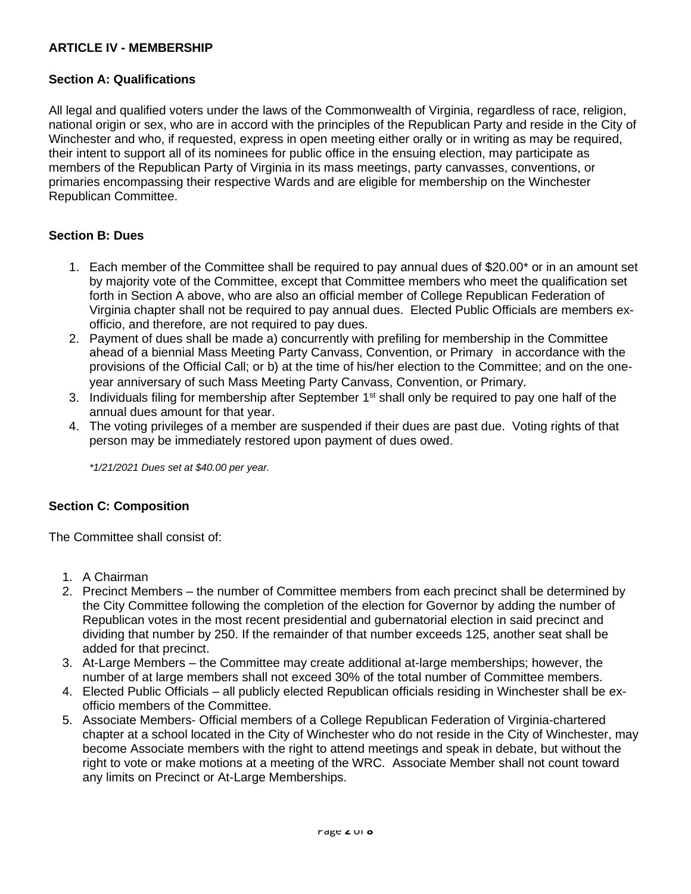**ARTICLE IV - MEMBERSHIP**

**Section A: Qualifications**

All legal and qualified voters under the laws of the Commonwealth of Virginia, regardless of race, religion, national origin or sex, who are in accord with the principles of the Republican Party and reside in the City of Winchester and who, if requested, express in open meeting either orally or in writing as may be required, their intent to support all of its nominees for public office in the ensuing election, may participate as members of the Republican Party of Virginia in its mass meetings, party canvasses, conventions, or primaries encompassing their respective Wards and are eligible for membership on the Winchester Republican Committee.

**Section B: Dues**

1. Each member of the Committee shall be required to pay annual dues of $20.00* or in an amount set by majority vote of the Committee, except that Committee members who meet the qualification set forth in Section A above, who are also an official member of College Republican Federation of Virginia chapter shall not be required to pay annual dues. Elected Public Officials are members ex-officio, and therefore, are not required to pay dues.
2. Payment of dues shall be made a) concurrently with prefiling for membership in the Committee ahead of a biennial Mass Meeting Party Canvass, Convention, or Primary in accordance with the provisions of the Official Call; or b) at the time of his/her election to the Committee; and on the one-year anniversary of such Mass Meeting Party Canvass, Convention, or Primary.
3. Individuals filing for membership after September 1st shall only be required to pay one half of the annual dues amount for that year.
4. The voting privileges of a member are suspended if their dues are past due. Voting rights of that person may be immediately restored upon payment of dues owed.

*\*1/21/2021 Dues set at $40.00 per year.*

**Section C: Composition**

The Committee shall consist of:

1. A Chairman
2. Precinct Members – the number of Committee members from each precinct shall be determined by the City Committee following the completion of the election for Governor by adding the number of Republican votes in the most recent presidential and gubernatorial election in said precinct and dividing that number by 250. If the remainder of that number exceeds 125, another seat shall be added for that precinct.
3. At-Large Members – the Committee may create additional at-large memberships; however, the number of at large members shall not exceed 30% of the total number of Committee members.
4. Elected Public Officials – all publicly elected Republican officials residing in Winchester shall be ex-officio members of the Committee.
5. Associate Members- Official members of a College Republican Federation of Virginia-chartered chapter at a school located in the City of Winchester who do not reside in the City of Winchester, may become Associate members with the right to attend meetings and speak in debate, but without the right to vote or make motions at a meeting of the WRC. Associate Member shall not count toward any limits on Precinct or At-Large Memberships.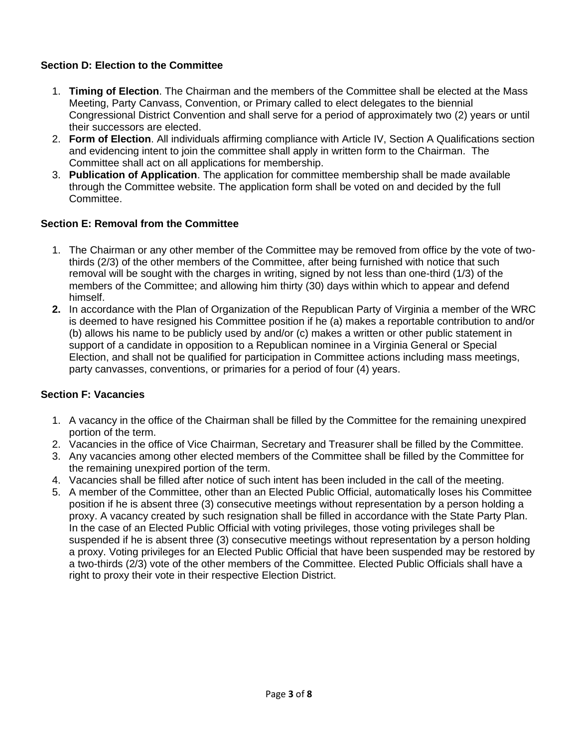### Section D: Election to the Committee

1. **Timing of Election**. The Chairman and the members of the Committee shall be elected at the Mass Meeting, Party Canvass, Convention, or Primary called to elect delegates to the biennial Congressional District Convention and shall serve for a period of approximately two (2) years or until their successors are elected.
2. **Form of Election**. All individuals affirming compliance with Article IV, Section A Qualifications section and evidencing intent to join the committee shall apply in written form to the Chairman. The Committee shall act on all applications for membership.
3. **Publication of Application**. The application for committee membership shall be made available through the Committee website. The application form shall be voted on and decided by the full Committee.

### Section E: Removal from the Committee

1. The Chairman or any other member of the Committee may be removed from office by the vote of two-thirds (2/3) of the other members of the Committee, after being furnished with notice that such removal will be sought with the charges in writing, signed by not less than one-third (1/3) of the members of the Committee; and allowing him thirty (30) days within which to appear and defend himself.
2. In accordance with the Plan of Organization of the Republican Party of Virginia a member of the WRC is deemed to have resigned his Committee position if he (a) makes a reportable contribution to and/or (b) allows his name to be publicly used by and/or (c) makes a written or other public statement in support of a candidate in opposition to a Republican nominee in a Virginia General or Special Election, and shall not be qualified for participation in Committee actions including mass meetings, party canvasses, conventions, or primaries for a period of four (4) years.

### Section F: Vacancies

1. A vacancy in the office of the Chairman shall be filled by the Committee for the remaining unexpired portion of the term.
2. Vacancies in the office of Vice Chairman, Secretary and Treasurer shall be filled by the Committee.
3. Any vacancies among other elected members of the Committee shall be filled by the Committee for the remaining unexpired portion of the term.
4. Vacancies shall be filled after notice of such intent has been included in the call of the meeting.
5. A member of the Committee, other than an Elected Public Official, automatically loses his Committee position if he is absent three (3) consecutive meetings without representation by a person holding a proxy. A vacancy created by such resignation shall be filled in accordance with the State Party Plan. In the case of an Elected Public Official with voting privileges, those voting privileges shall be suspended if he is absent three (3) consecutive meetings without representation by a person holding a proxy. Voting privileges for an Elected Public Official that have been suspended may be restored by a two-thirds (2/3) vote of the other members of the Committee. Elected Public Officials shall have a right to proxy their vote in their respective Election District.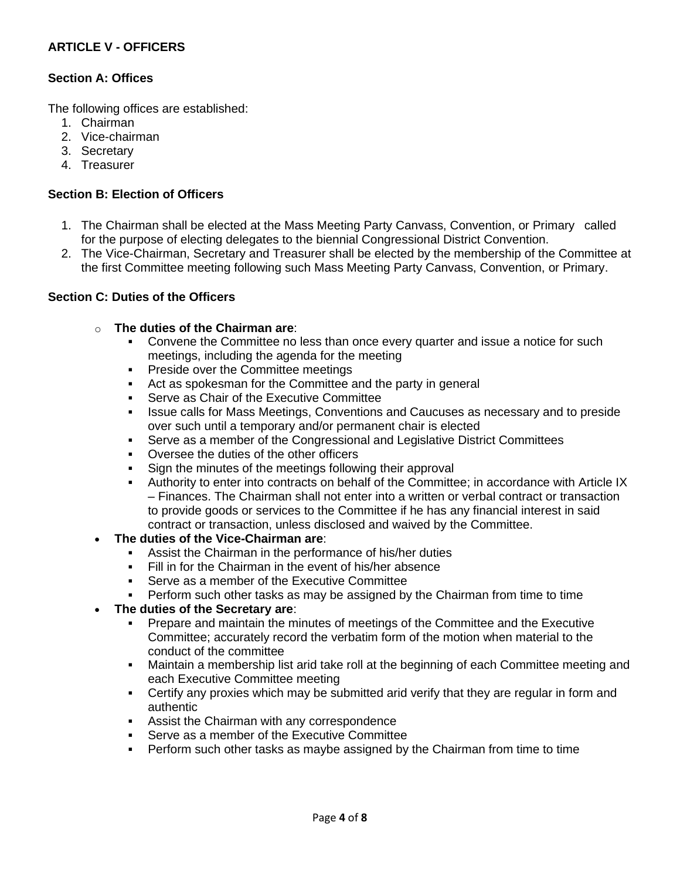**ARTICLE V - OFFICERS**

**Section A: Offices**

The following offices are established:

1. Chairman
2. Vice-chairman
3. Secretary
4. Treasurer

**Section B: Election of Officers**

1. The Chairman shall be elected at the Mass Meeting Party Canvass, Convention, or Primary called for the purpose of electing delegates to the biennial Congressional District Convention.
2. The Vice-Chairman, Secretary and Treasurer shall be elected by the membership of the Committee at the first Committee meeting following such Mass Meeting Party Canvass, Convention, or Primary.

**Section C: Duties of the Officers**

- **The duties of the Chairman are**:
  - Convene the Committee no less than once every quarter and issue a notice for such meetings, including the agenda for the meeting
  - Preside over the Committee meetings
  - Act as spokesman for the Committee and the party in general
  - Serve as Chair of the Executive Committee
  - Issue calls for Mass Meetings, Conventions and Caucuses as necessary and to preside over such until a temporary and/or permanent chair is elected
  - Serve as a member of the Congressional and Legislative District Committees
  - Oversee the duties of the other officers
  - Sign the minutes of the meetings following their approval
  - Authority to enter into contracts on behalf of the Committee; in accordance with Article IX – Finances. The Chairman shall not enter into a written or verbal contract or transaction to provide goods or services to the Committee if he has any financial interest in said contract or transaction, unless disclosed and waived by the Committee.
- **The duties of the Vice-Chairman are**:
  - Assist the Chairman in the performance of his/her duties
  - Fill in for the Chairman in the event of his/her absence
  - Serve as a member of the Executive Committee
  - Perform such other tasks as may be assigned by the Chairman from time to time
- **The duties of the Secretary are**:
  - Prepare and maintain the minutes of meetings of the Committee and the Executive Committee; accurately record the verbatim form of the motion when material to the conduct of the committee
  - Maintain a membership list arid take roll at the beginning of each Committee meeting and each Executive Committee meeting
  - Certify any proxies which may be submitted arid verify that they are regular in form and authentic
  - Assist the Chairman with any correspondence
  - Serve as a member of the Executive Committee
  - Perform such other tasks as maybe assigned by the Chairman from time to time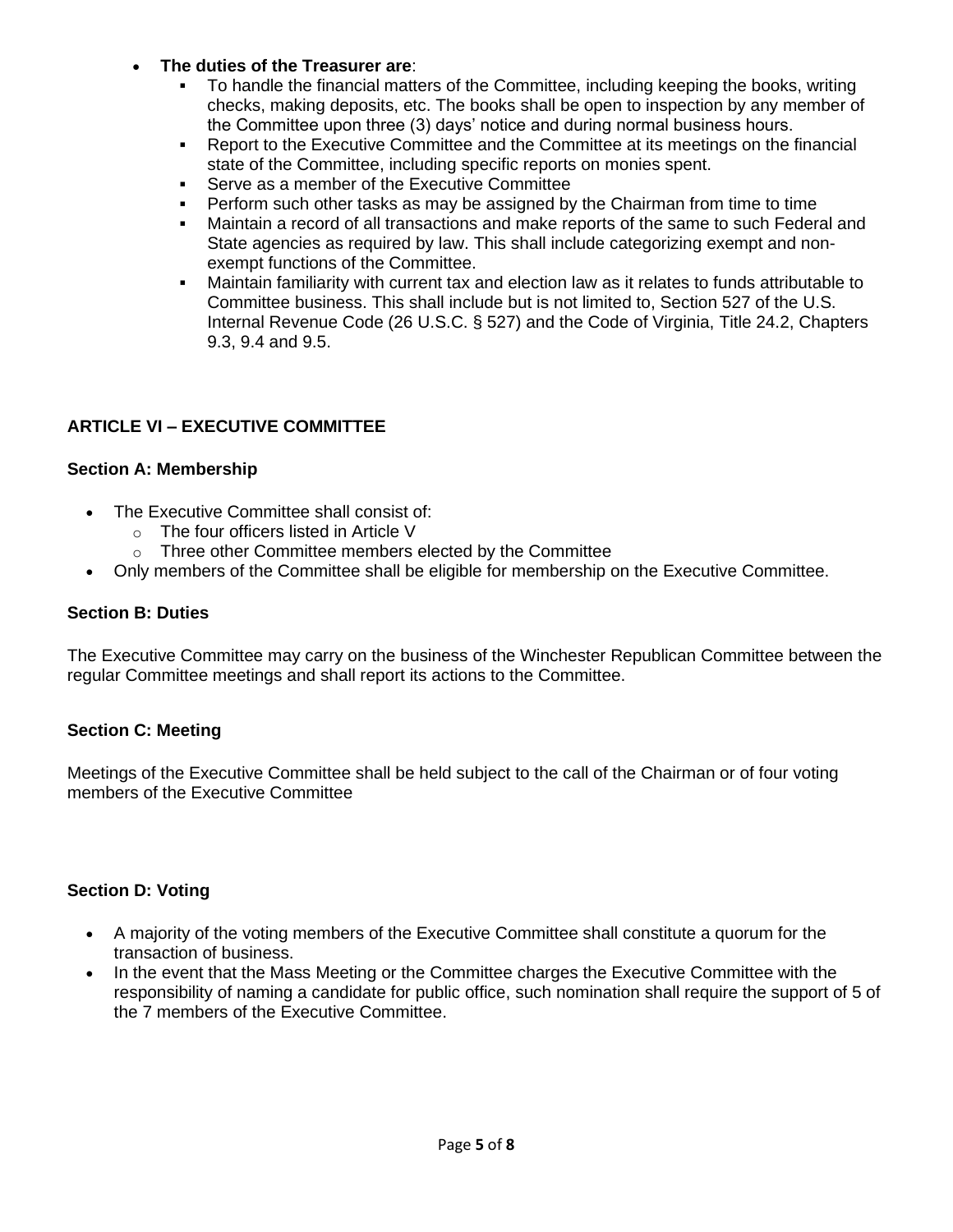- **The duties of the Treasurer are**:
  - To handle the financial matters of the Committee, including keeping the books, writing checks, making deposits, etc. The books shall be open to inspection by any member of the Committee upon three (3) days' notice and during normal business hours.
  - Report to the Executive Committee and the Committee at its meetings on the financial state of the Committee, including specific reports on monies spent.
  - Serve as a member of the Executive Committee
  - Perform such other tasks as may be assigned by the Chairman from time to time
  - Maintain a record of all transactions and make reports of the same to such Federal and State agencies as required by law. This shall include categorizing exempt and non-exempt functions of the Committee.
  - Maintain familiarity with current tax and election law as it relates to funds attributable to Committee business. This shall include but is not limited to, Section 527 of the U.S. Internal Revenue Code (26 U.S.C. § 527) and the Code of Virginia, Title 24.2, Chapters 9.3, 9.4 and 9.5.

## ARTICLE VI – EXECUTIVE COMMITTEE

### Section A: Membership

- The Executive Committee shall consist of:
  - The four officers listed in Article V
  - Three other Committee members elected by the Committee
- Only members of the Committee shall be eligible for membership on the Executive Committee.

### Section B: Duties

The Executive Committee may carry on the business of the Winchester Republican Committee between the regular Committee meetings and shall report its actions to the Committee.

### Section C: Meeting

Meetings of the Executive Committee shall be held subject to the call of the Chairman or of four voting members of the Executive Committee

### Section D: Voting

- A majority of the voting members of the Executive Committee shall constitute a quorum for the transaction of business.
- In the event that the Mass Meeting or the Committee charges the Executive Committee with the responsibility of naming a candidate for public office, such nomination shall require the support of 5 of the 7 members of the Executive Committee.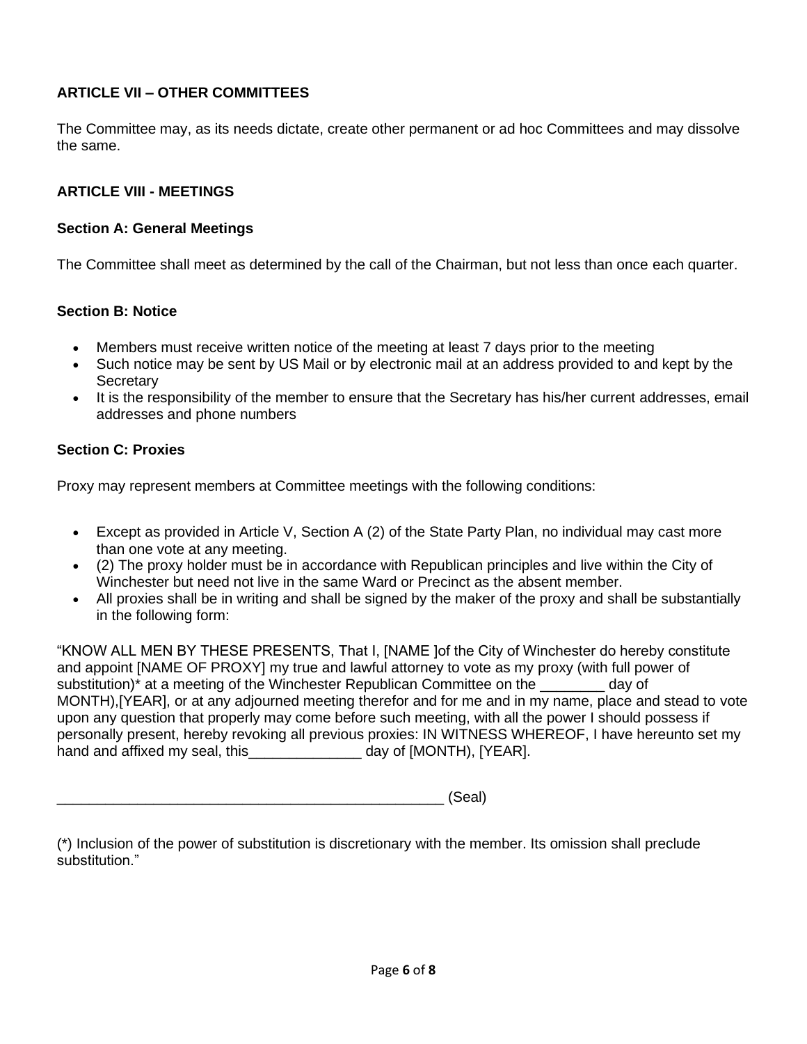## ARTICLE VII – OTHER COMMITTEES

The Committee may, as its needs dictate, create other permanent or ad hoc Committees and may dissolve the same.

## ARTICLE VIII - MEETINGS

### Section A: General Meetings

The Committee shall meet as determined by the call of the Chairman, but not less than once each quarter.

### Section B: Notice

- Members must receive written notice of the meeting at least 7 days prior to the meeting
- Such notice may be sent by US Mail or by electronic mail at an address provided to and kept by the Secretary
- It is the responsibility of the member to ensure that the Secretary has his/her current addresses, email addresses and phone numbers

### Section C: Proxies

Proxy may represent members at Committee meetings with the following conditions:

- Except as provided in Article V, Section A (2) of the State Party Plan, no individual may cast more than one vote at any meeting.
- (2) The proxy holder must be in accordance with Republican principles and live within the City of Winchester but need not live in the same Ward or Precinct as the absent member.
- All proxies shall be in writing and shall be signed by the maker of the proxy and shall be substantially in the following form:

"KNOW ALL MEN BY THESE PRESENTS, That I, [NAME ]of the City of Winchester do hereby constitute and appoint [NAME OF PROXY] my true and lawful attorney to vote as my proxy (with full power of substitution)* at a meeting of the Winchester Republican Committee on the ________ day of MONTH),[YEAR], or at any adjourned meeting therefor and for me and in my name, place and stead to vote upon any question that properly may come before such meeting, with all the power I should possess if personally present, hereby revoking all previous proxies: IN WITNESS WHEREOF, I have hereunto set my hand and affixed my seal, this______________ day of [MONTH), [YEAR].

_________________________________________________ (Seal)

(*) Inclusion of the power of substitution is discretionary with the member. Its omission shall preclude substitution."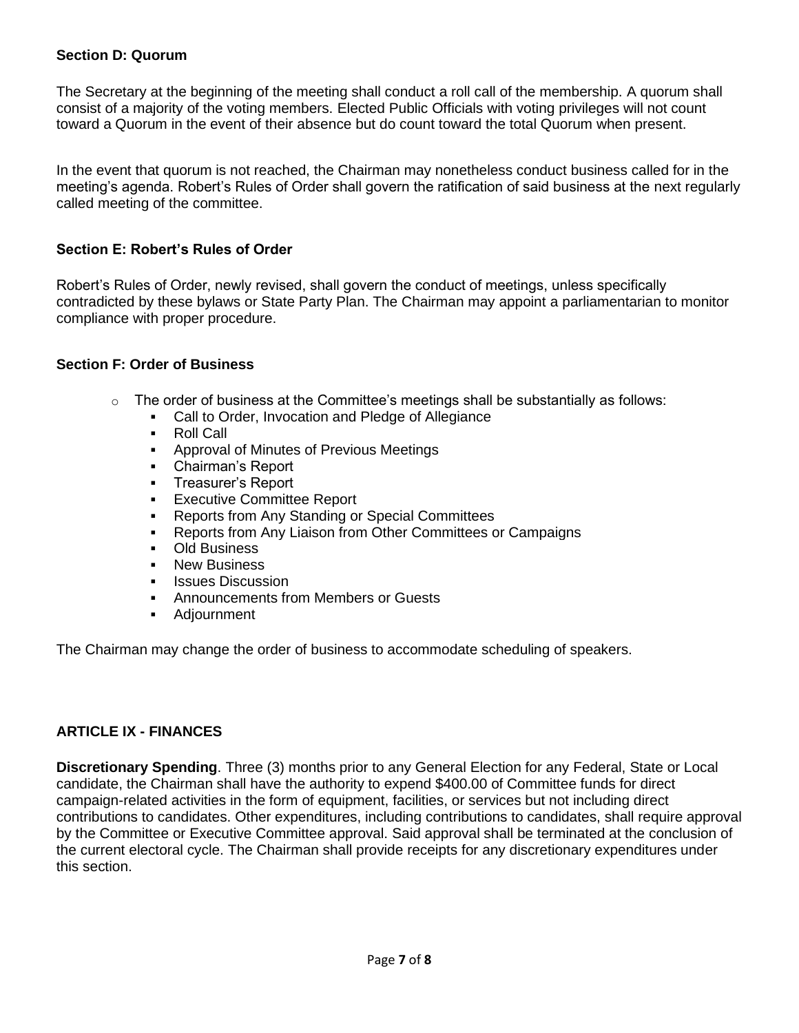### Section D: Quorum

The Secretary at the beginning of the meeting shall conduct a roll call of the membership. A quorum shall consist of a majority of the voting members. Elected Public Officials with voting privileges will not count toward a Quorum in the event of their absence but do count toward the total Quorum when present.

In the event that quorum is not reached, the Chairman may nonetheless conduct business called for in the meeting's agenda. Robert's Rules of Order shall govern the ratification of said business at the next regularly called meeting of the committee.

### Section E: Robert's Rules of Order

Robert's Rules of Order, newly revised, shall govern the conduct of meetings, unless specifically contradicted by these bylaws or State Party Plan. The Chairman may appoint a parliamentarian to monitor compliance with proper procedure.

### Section F: Order of Business

- The order of business at the Committee's meetings shall be substantially as follows:
  - Call to Order, Invocation and Pledge of Allegiance
  - Roll Call
  - Approval of Minutes of Previous Meetings
  - Chairman's Report
  - Treasurer's Report
  - Executive Committee Report
  - Reports from Any Standing or Special Committees
  - Reports from Any Liaison from Other Committees or Campaigns
  - Old Business
  - New Business
  - Issues Discussion
  - Announcements from Members or Guests
  - Adjournment

The Chairman may change the order of business to accommodate scheduling of speakers.

## ARTICLE IX - FINANCES

**Discretionary Spending**. Three (3) months prior to any General Election for any Federal, State or Local candidate, the Chairman shall have the authority to expend $400.00 of Committee funds for direct campaign-related activities in the form of equipment, facilities, or services but not including direct contributions to candidates. Other expenditures, including contributions to candidates, shall require approval by the Committee or Executive Committee approval. Said approval shall be terminated at the conclusion of the current electoral cycle. The Chairman shall provide receipts for any discretionary expenditures under this section.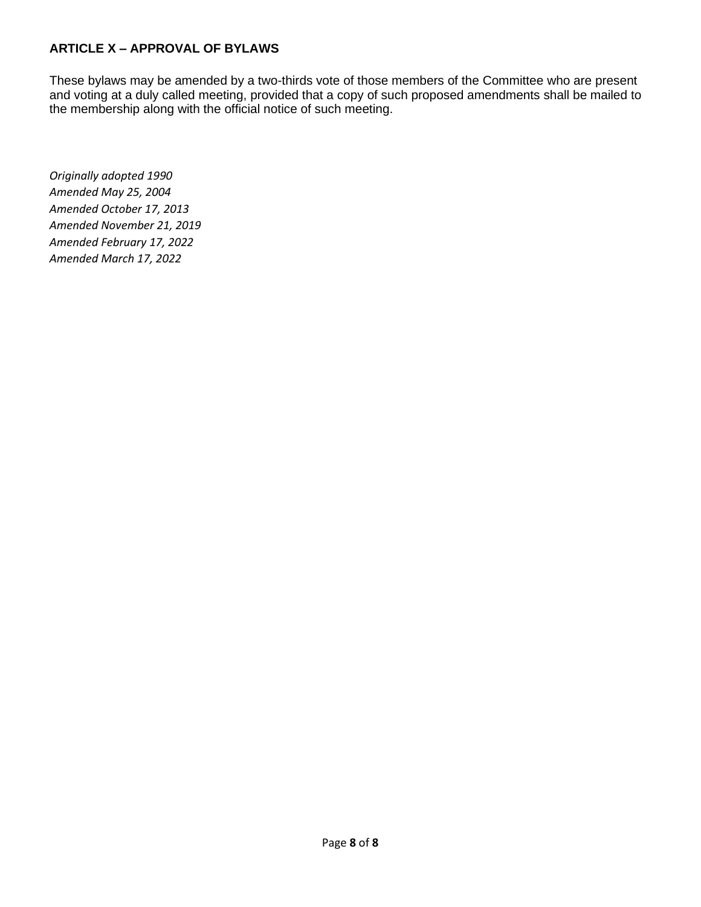## ARTICLE X – APPROVAL OF BYLAWS

These bylaws may be amended by a two-thirds vote of those members of the Committee who are present and voting at a duly called meeting, provided that a copy of such proposed amendments shall be mailed to the membership along with the official notice of such meeting.

*Originally adopted 1990*
*Amended May 25, 2004*
*Amended October 17, 2013*
*Amended November 21, 2019*
*Amended February 17, 2022*
*Amended March 17, 2022*